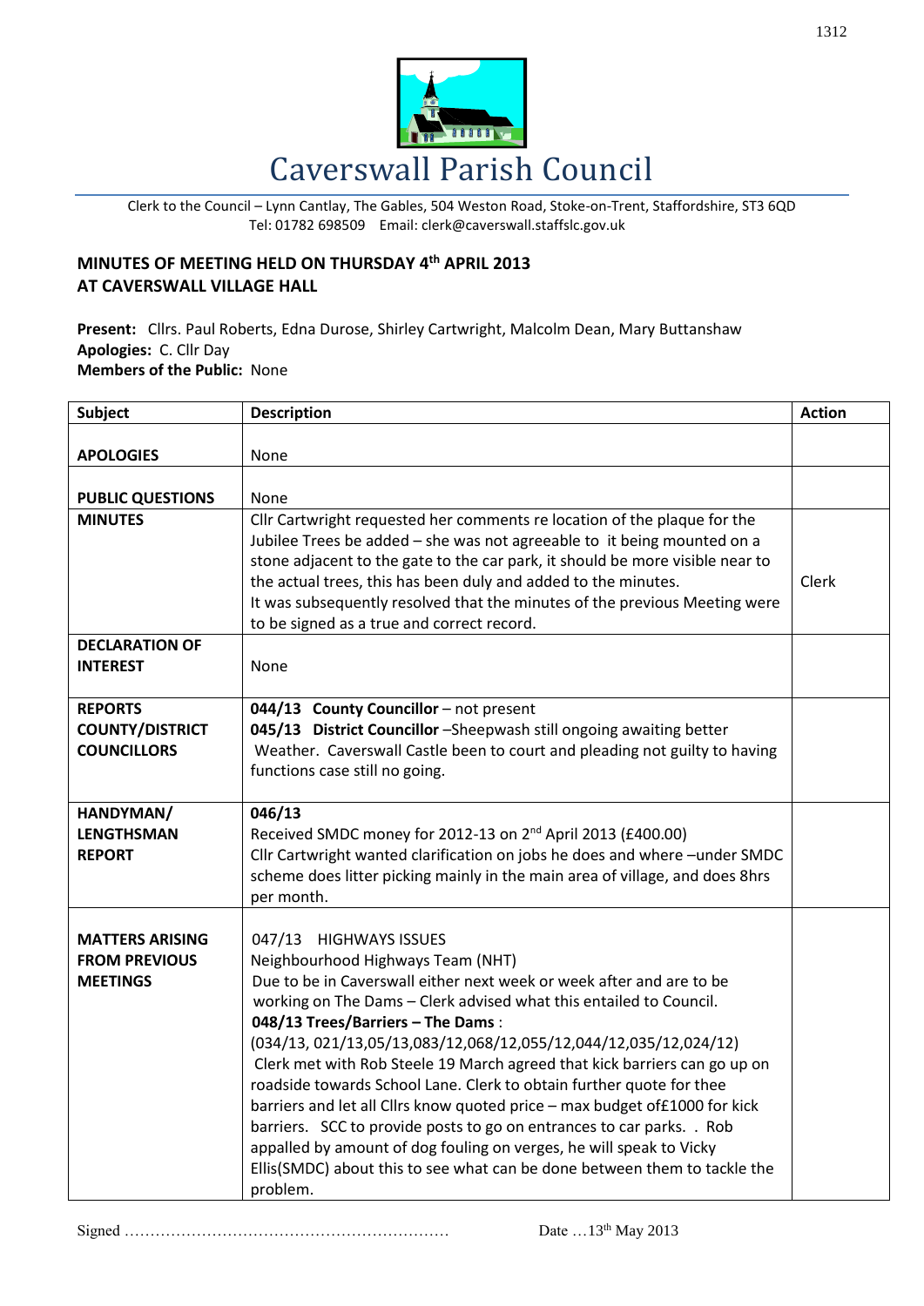# Caverswall Parish Council

Clerk to the Council – Lynn Cantlay, The Gables, 504 Weston Road, Stoke-on-Trent, Staffordshire, ST3 6QD
Tel: 01782 698509 Email: clerk@caverswall.staffslc.gov.uk

## MINUTES OF MEETING HELD ON THURSDAY 4th APRIL 2013 AT CAVERSWALL VILLAGE HALL

**Present:** Cllrs. Paul Roberts, Edna Durose, Shirley Cartwright, Malcolm Dean, Mary Buttanshaw
**Apologies:** C. Cllr Day
**Members of the Public:** None

| Subject | Description | Action |
|---|---|---|
| **APOLOGIES** | None | |
| **PUBLIC QUESTIONS** | None | |
| **MINUTES** | Cllr Cartwright requested her comments re location of the plaque for the Jubilee Trees be added – she was not agreeable to it being mounted on a stone adjacent to the gate to the car park, it should be more visible near to the actual trees, this has been duly and added to the minutes.<br>It was subsequently resolved that the minutes of the previous Meeting were to be signed as a true and correct record. | Clerk |
| **DECLARATION OF INTEREST** | None | |
| **REPORTS COUNTY/DISTRICT COUNCILLORS** | **044/13 County Councillor** – not present<br>**045/13 District Councillor** –Sheepwash still ongoing awaiting better Weather. Caverswall Castle been to court and pleading not guilty to having functions case still no going. | |
| **HANDYMAN/ LENGTHSMAN REPORT** | **046/13**<br>Received SMDC money for 2012-13 on 2nd April 2013 (£400.00)<br>Cllr Cartwright wanted clarification on jobs he does and where –under SMDC scheme does litter picking mainly in the main area of village, and does 8hrs per month. | |
| **MATTERS ARISING FROM PREVIOUS MEETINGS** | 047/13 HIGHWAYS ISSUES<br>Neighbourhood Highways Team (NHT)<br>Due to be in Caverswall either next week or week after and are to be working on The Dams – Clerk advised what this entailed to Council.<br>**048/13 Trees/Barriers – The Dams** :<br>(034/13, 021/13,05/13,083/12,068/12,055/12,044/12,035/12,024/12)<br>Clerk met with Rob Steele 19 March agreed that kick barriers can go up on roadside towards School Lane. Clerk to obtain further quote for thee barriers and let all Cllrs know quoted price – max budget of£1000 for kick barriers. SCC to provide posts to go on entrances to car parks. . Rob appalled by amount of dog fouling on verges, he will speak to Vicky Ellis(SMDC) about this to see what can be done between them to tackle the problem. | |

Signed ……………………………………………………… Date …13th May 2013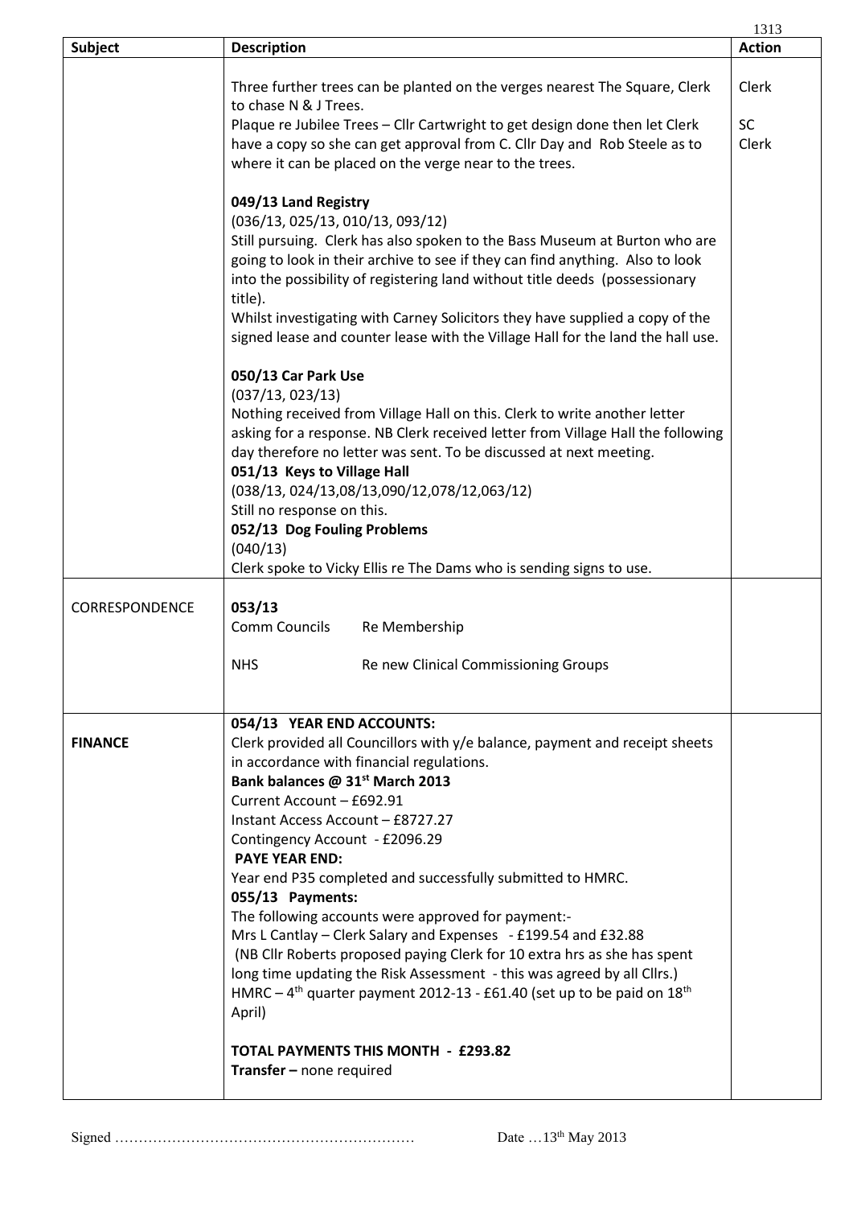| Subject | Description | Action |
|---|---|---|
| | Three further trees can be planted on the verges nearest The Square, Clerk to chase N & J Trees.<br>Plaque re Jubilee Trees – Cllr Cartwright to get design done then let Clerk have a copy so she can get approval from C. Cllr Day and Rob Steele as to where it can be placed on the verge near to the trees.<br><br>**049/13 Land Registry**<br>(036/13, 025/13, 010/13, 093/12)<br>Still pursuing. Clerk has also spoken to the Bass Museum at Burton who are going to look in their archive to see if they can find anything. Also to look into the possibility of registering land without title deeds (possessionary title).<br>Whilst investigating with Carney Solicitors they have supplied a copy of the signed lease and counter lease with the Village Hall for the land the hall use.<br><br>**050/13 Car Park Use**<br>(037/13, 023/13)<br>Nothing received from Village Hall on this. Clerk to write another letter asking for a response. NB Clerk received letter from Village Hall the following day therefore no letter was sent. To be discussed at next meeting.<br>**051/13 Keys to Village Hall**<br>(038/13, 024/13,08/13,090/12,078/12,063/12)<br>Still no response on this.<br>**052/13 Dog Fouling Problems**<br>(040/13)<br>Clerk spoke to Vicky Ellis re The Dams who is sending signs to use. | Clerk<br><br>SC<br>Clerk |
| CORRESPONDENCE | **053/13**<br>Comm Councils  Re Membership<br><br>NHS  Re new Clinical Commissioning Groups | |
| **FINANCE** | **054/13 YEAR END ACCOUNTS:**<br>Clerk provided all Councillors with y/e balance, payment and receipt sheets in accordance with financial regulations.<br>**Bank balances @ 31st March 2013**<br>Current Account – £692.91<br>Instant Access Account – £8727.27<br>Contingency Account - £2096.29<br>**PAYE YEAR END:**<br>Year end P35 completed and successfully submitted to HMRC.<br>**055/13 Payments:**<br>The following accounts were approved for payment:-<br>Mrs L Cantlay – Clerk Salary and Expenses - £199.54 and £32.88<br>(NB Cllr Roberts proposed paying Clerk for 10 extra hrs as she has spent long time updating the Risk Assessment - this was agreed by all Cllrs.)<br>HMRC – 4th quarter payment 2012-13 - £61.40 (set up to be paid on 18th April)<br><br>**TOTAL PAYMENTS THIS MONTH - £293.82**<br>**Transfer –** none required | |

Signed ……………………………………………………… Date …13th May 2013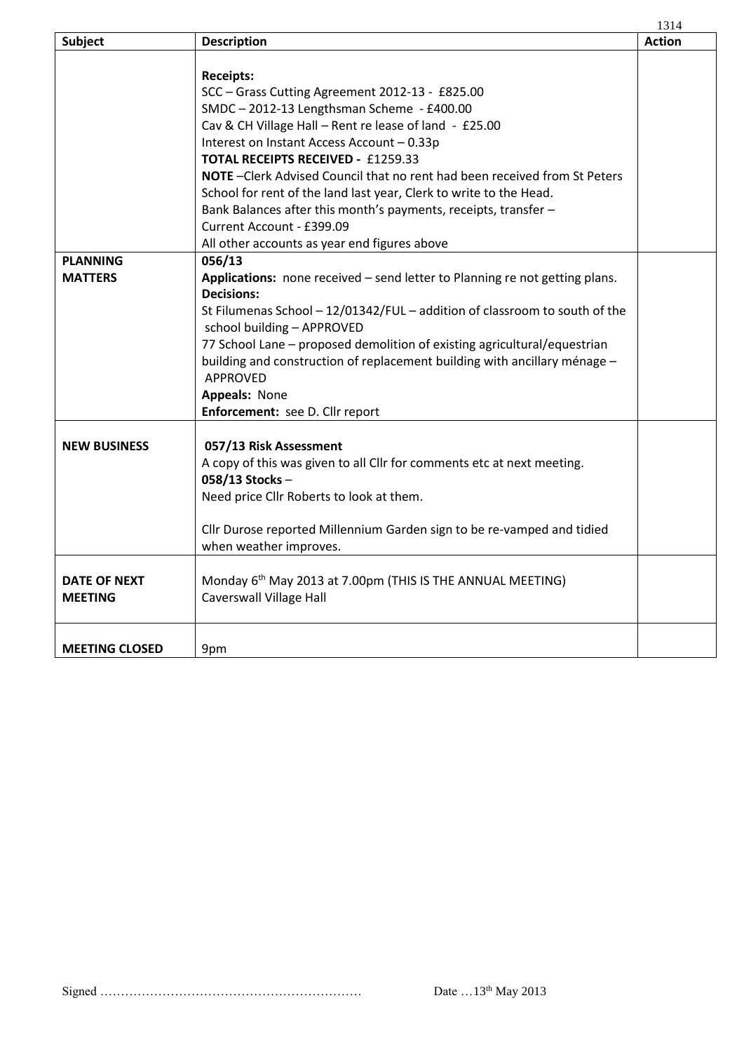| Subject | Description | Action |
|---|---|---|
| | **Receipts:**<br>SCC – Grass Cutting Agreement 2012-13 - £825.00<br>SMDC – 2012-13 Lengthsman Scheme - £400.00<br>Cav & CH Village Hall – Rent re lease of land - £25.00<br>Interest on Instant Access Account – 0.33p<br>**TOTAL RECEIPTS RECEIVED -** £1259.33<br>**NOTE** –Clerk Advised Council that no rent had been received from St Peters School for rent of the land last year, Clerk to write to the Head.<br>Bank Balances after this month's payments, receipts, transfer –<br>Current Account - £399.09<br>All other accounts as year end figures above | |
| **PLANNING MATTERS** | **056/13**<br>**Applications:** none received – send letter to Planning re not getting plans.<br>**Decisions:**<br>St Filumenas School – 12/01342/FUL – addition of classroom to south of the school building – APPROVED<br>77 School Lane – proposed demolition of existing agricultural/equestrian building and construction of replacement building with ancillary ménage – APPROVED<br>**Appeals:** None<br>**Enforcement:** see D. Cllr report | |
| **NEW BUSINESS** | **057/13 Risk Assessment**<br>A copy of this was given to all Cllr for comments etc at next meeting.<br>**058/13 Stocks** –<br>Need price Cllr Roberts to look at them.<br><br>Cllr Durose reported Millennium Garden sign to be re-vamped and tidied when weather improves. | |
| **DATE OF NEXT MEETING** | Monday 6th May 2013 at 7.00pm (THIS IS THE ANNUAL MEETING)<br>Caverswall Village Hall | |
| **MEETING CLOSED** | 9pm | |

Signed ……………………………………………………… Date …13th May 2013